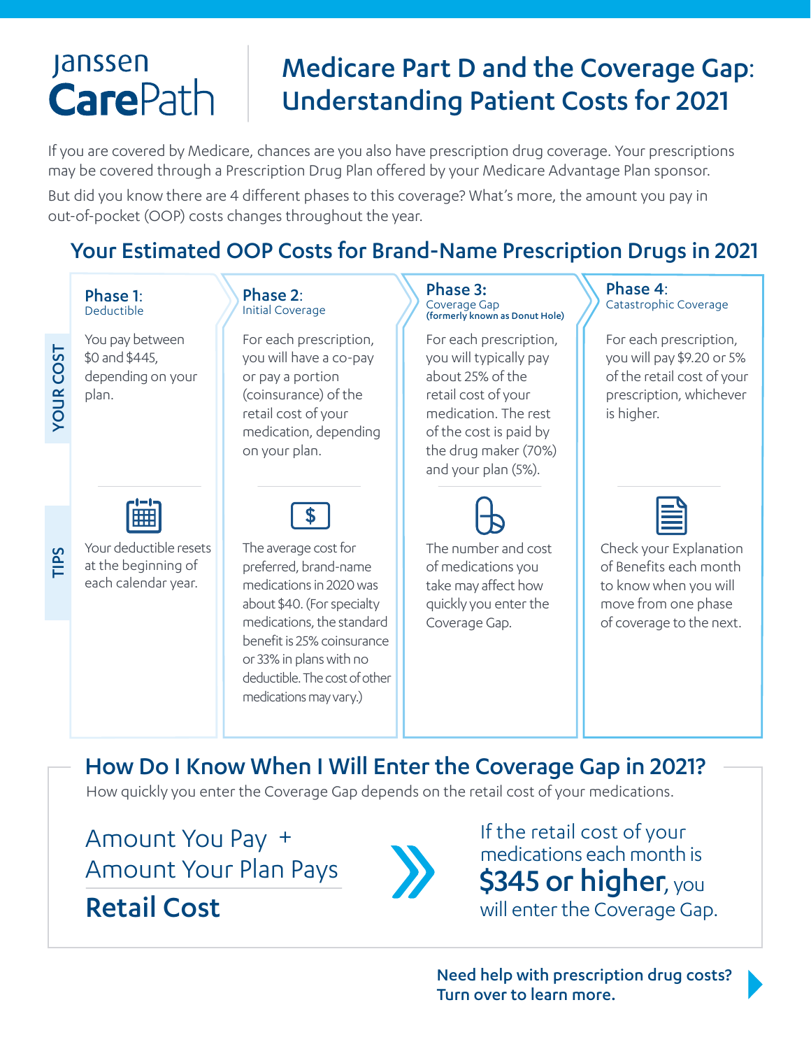Janssen **Care**Path

# Medicare Part D and the Coverage Gap: Understanding Patient Costs for 2021

If you are covered by Medicare, chances are you also have prescription drug coverage. Your prescriptions may be covered through a Prescription Drug Plan offered by your Medicare Advantage Plan sponsor.

But did you know there are 4 different phases to this coverage? What's more, the amount you pay in out-of-pocket (OOP) costs changes throughout the year.

## Your Estimated OOP Costs for Brand-Name Prescription Drugs in 2021

| | **Phase 1:** Deductible | **Phase 2:** Initial Coverage | **Phase 3:** Coverage Gap (formerly known as Donut Hole) | **Phase 4:** Catastrophic Coverage |
|---|---|---|---|---|
| **YOUR COST** | You pay between $0 and $445, depending on your plan. | For each prescription, you will have a co-pay or pay a portion (coinsurance) of the retail cost of your medication, depending on your plan. | For each prescription, you will typically pay about 25% of the retail cost of your medication. The rest of the cost is paid by the drug maker (70%) and your plan (5%). | For each prescription, you will pay $9.20 or 5% of the retail cost of your prescription, whichever is higher. |
| **TIPS** | Your deductible resets at the beginning of each calendar year. | The average cost for preferred, brand-name medications in 2020 was about $40. (For specialty medications, the standard benefit is 25% coinsurance or 33% in plans with no deductible. The cost of other medications may vary.) | The number and cost of medications you take may affect how quickly you enter the Coverage Gap. | Check your Explanation of Benefits each month to know when you will move from one phase of coverage to the next. |

## How Do I Know When I Will Enter the Coverage Gap in 2021?

How quickly you enter the Coverage Gap depends on the retail cost of your medications.

Amount You Pay +
Amount Your Plan Pays

**Retail Cost**

If the retail cost of your medications each month is **$345 or higher**, you will enter the Coverage Gap.

**Need help with prescription drug costs? Turn over to learn more.**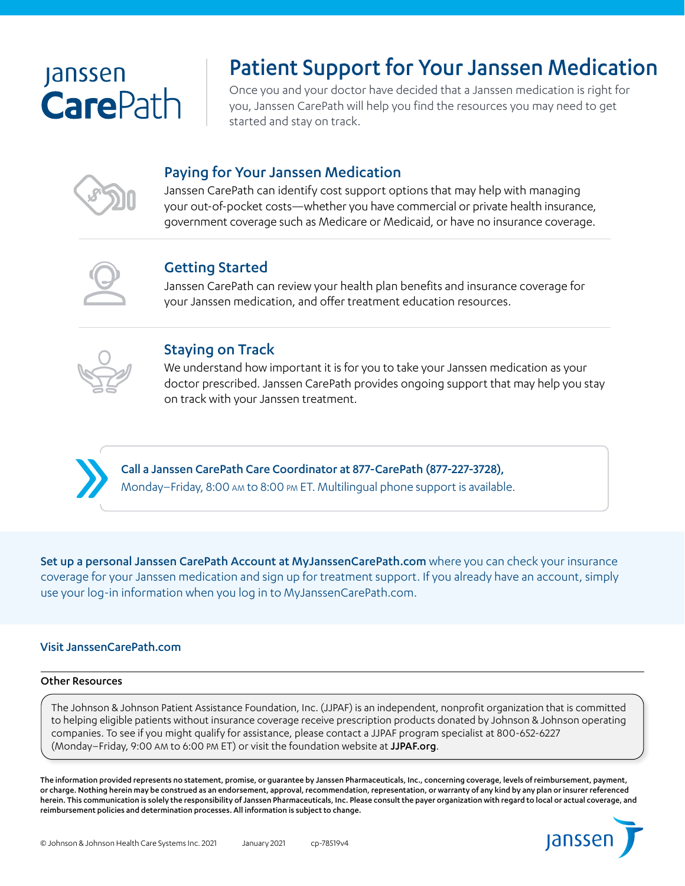# Janssen CarePath

## Patient Support for Your Janssen Medication

Once you and your doctor have decided that a Janssen medication is right for you, Janssen CarePath will help you find the resources you may need to get started and stay on track.

### Paying for Your Janssen Medication

Janssen CarePath can identify cost support options that may help with managing your out-of-pocket costs—whether you have commercial or private health insurance, government coverage such as Medicare or Medicaid, or have no insurance coverage.

### Getting Started

Janssen CarePath can review your health plan benefits and insurance coverage for your Janssen medication, and offer treatment education resources.

### Staying on Track

We understand how important it is for you to take your Janssen medication as your doctor prescribed. Janssen CarePath provides ongoing support that may help you stay on track with your Janssen treatment.

**Call a Janssen CarePath Care Coordinator at 877-CarePath (877-227-3728),** Monday–Friday, 8:00 AM to 8:00 PM ET. Multilingual phone support is available.

**Set up a personal Janssen CarePath Account at MyJanssenCarePath.com** where you can check your insurance coverage for your Janssen medication and sign up for treatment support. If you already have an account, simply use your log-in information when you log in to MyJanssenCarePath.com.

**Visit JanssenCarePath.com**

### Other Resources

The Johnson & Johnson Patient Assistance Foundation, Inc. (JJPAF) is an independent, nonprofit organization that is committed to helping eligible patients without insurance coverage receive prescription products donated by Johnson & Johnson operating companies. To see if you might qualify for assistance, please contact a JJPAF program specialist at 800-652-6227 (Monday–Friday, 9:00 AM to 6:00 PM ET) or visit the foundation website at **JJPAF.org**.

**The information provided represents no statement, promise, or guarantee by Janssen Pharmaceuticals, Inc., concerning coverage, levels of reimbursement, payment, or charge. Nothing herein may be construed as an endorsement, approval, recommendation, representation, or warranty of any kind by any plan or insurer referenced herein. This communication is solely the responsibility of Janssen Pharmaceuticals, Inc. Please consult the payer organization with regard to local or actual coverage, and reimbursement policies and determination processes. All information is subject to change.**

© Johnson & Johnson Health Care Systems Inc. 2021 January 2021 cp-78519v4

janssen